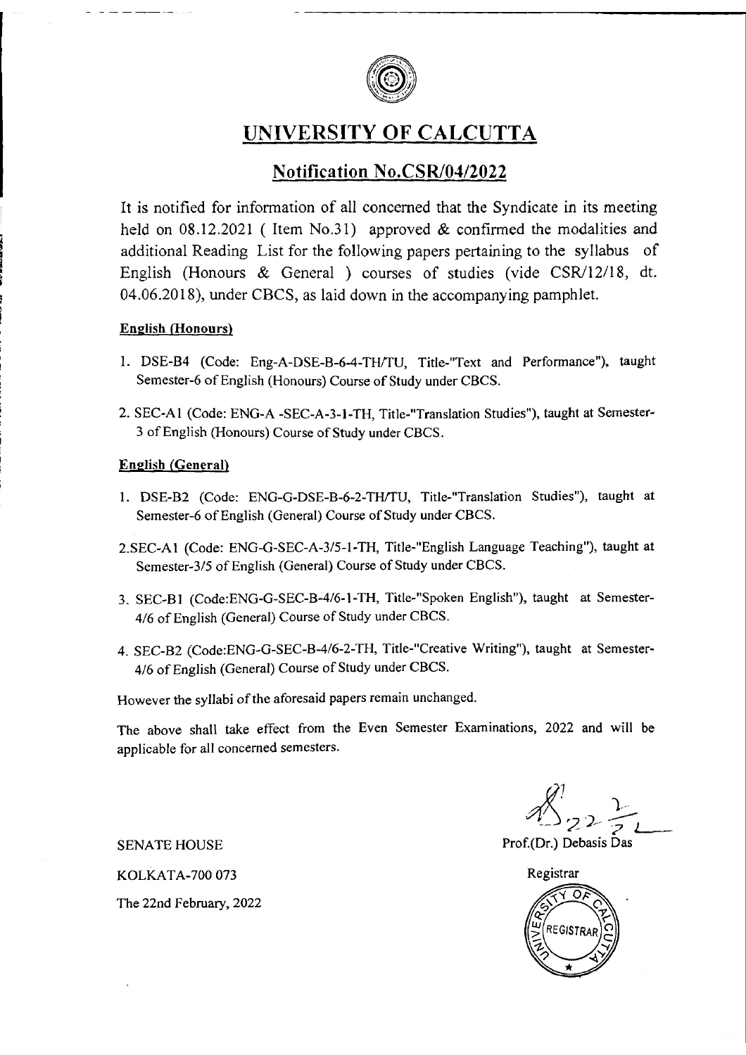# UNIVERSITY OF CALCUTTA

## Notification No.CSR/04/2022

It is notified for information of all concerned that the Syndicate in its meeting held on 08.12.2021 ( Item No.31) approved & confirmed the modalities and additional Reading List for the following papers pertaining to the syllabus of English (Honours & General ) courses of studies (vide CSR/12/18, dt. 04.06.2018), under CBCS, as laid down in the accompanying pamphlet.

**English (Honours)**

1. DSE-B4 (Code: Eng-A-DSE-B-6-4-TH/TU, Title-"Text and Performance"), taught Semester-6 of English (Honours) Course of Study under CBCS.
2. SEC-A1 (Code: ENG-A -SEC-A-3-1-TH, Title-"Translation Studies"), taught at Semester-3 of English (Honours) Course of Study under CBCS.

**English (General)**

1. DSE-B2 (Code: ENG-G-DSE-B-6-2-TH/TU, Title-"Translation Studies"), taught at Semester-6 of English (General) Course of Study under CBCS.
2. SEC-A1 (Code: ENG-G-SEC-A-3/5-1-TH, Title-"English Language Teaching"), taught at Semester-3/5 of English (General) Course of Study under CBCS.
3. SEC-B1 (Code:ENG-G-SEC-B-4/6-1-TH, Title-"Spoken English"), taught at Semester-4/6 of English (General) Course of Study under CBCS.
4. SEC-B2 (Code:ENG-G-SEC-B-4/6-2-TH, Title-"Creative Writing"), taught at Semester-4/6 of English (General) Course of Study under CBCS.

However the syllabi of the aforesaid papers remain unchanged.

The above shall take effect from the Even Semester Examinations, 2022 and will be applicable for all concerned semesters.

SENATE HOUSE

KOLKATA-700 073

The 22nd February, 2022

Prof.(Dr.) Debasis Das

Registrar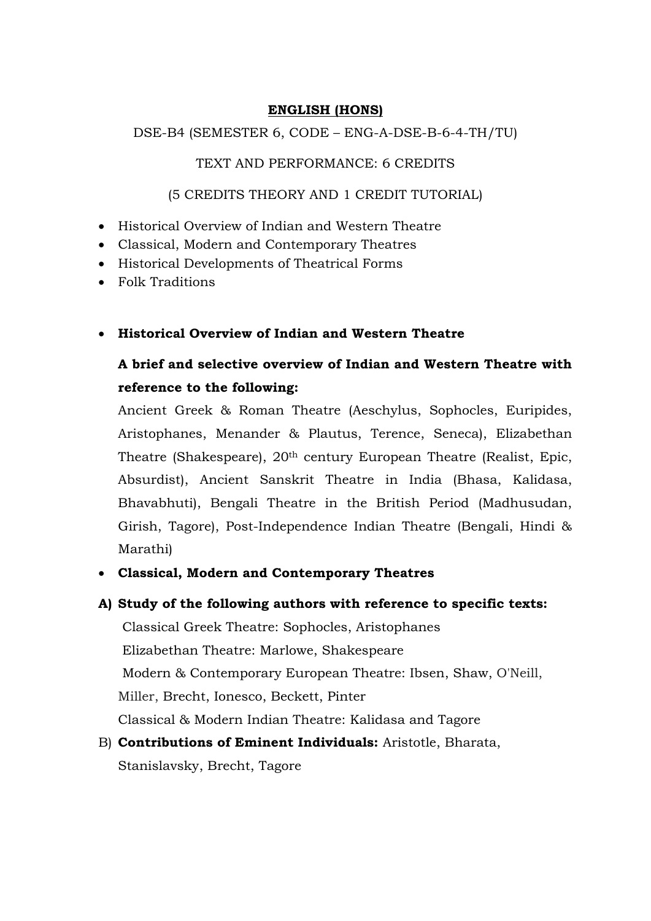**ENGLISH (HONS)**

DSE-B4 (SEMESTER 6, CODE – ENG-A-DSE-B-6-4-TH/TU)

TEXT AND PERFORMANCE: 6 CREDITS

(5 CREDITS THEORY AND 1 CREDIT TUTORIAL)

- Historical Overview of Indian and Western Theatre
- Classical, Modern and Contemporary Theatres
- Historical Developments of Theatrical Forms
- Folk Traditions

- **Historical Overview of Indian and Western Theatre**

  **A brief and selective overview of Indian and Western Theatre with reference to the following:**

  Ancient Greek & Roman Theatre (Aeschylus, Sophocles, Euripides, Aristophanes, Menander & Plautus, Terence, Seneca), Elizabethan Theatre (Shakespeare), 20th century European Theatre (Realist, Epic, Absurdist), Ancient Sanskrit Theatre in India (Bhasa, Kalidasa, Bhavabhuti), Bengali Theatre in the British Period (Madhusudan, Girish, Tagore), Post-Independence Indian Theatre (Bengali, Hindi & Marathi)

- **Classical, Modern and Contemporary Theatres**

**A) Study of the following authors with reference to specific texts:**

Classical Greek Theatre: Sophocles, Aristophanes

Elizabethan Theatre: Marlowe, Shakespeare

Modern & Contemporary European Theatre: Ibsen, Shaw, O'Neill, Miller, Brecht, Ionesco, Beckett, Pinter

Classical & Modern Indian Theatre: Kalidasa and Tagore

B) **Contributions of Eminent Individuals:** Aristotle, Bharata, Stanislavsky, Brecht, Tagore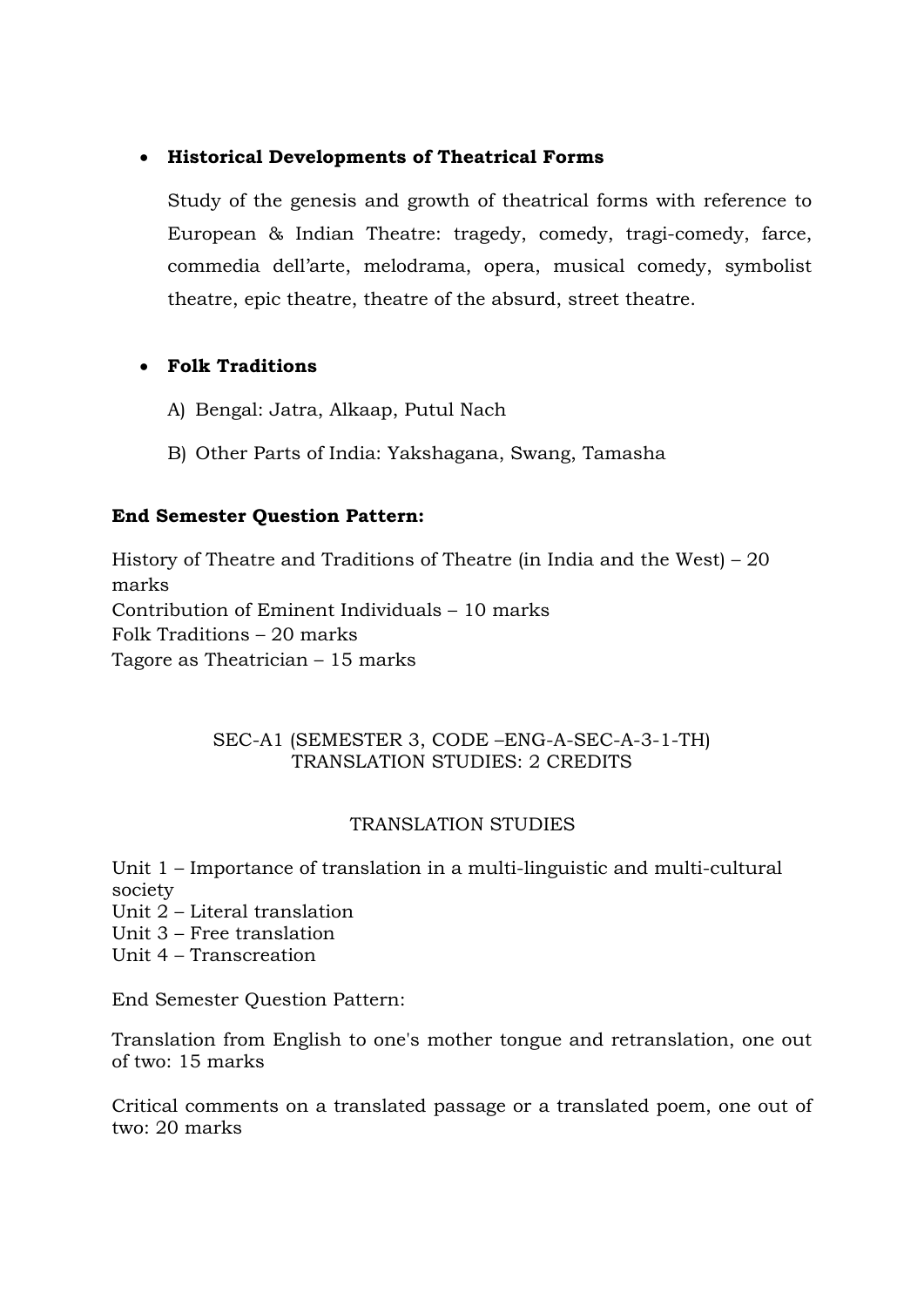- **Historical Developments of Theatrical Forms**

  Study of the genesis and growth of theatrical forms with reference to European & Indian Theatre: tragedy, comedy, tragi-comedy, farce, commedia dell'arte, melodrama, opera, musical comedy, symbolist theatre, epic theatre, theatre of the absurd, street theatre.

- **Folk Traditions**

  A) Bengal: Jatra, Alkaap, Putul Nach

  B) Other Parts of India: Yakshagana, Swang, Tamasha

**End Semester Question Pattern:**

History of Theatre and Traditions of Theatre (in India and the West) – 20 marks
Contribution of Eminent Individuals – 10 marks
Folk Traditions – 20 marks
Tagore as Theatrician – 15 marks

SEC-A1 (SEMESTER 3, CODE –ENG-A-SEC-A-3-1-TH)
TRANSLATION STUDIES: 2 CREDITS

TRANSLATION STUDIES

Unit 1 – Importance of translation in a multi-linguistic and multi-cultural society
Unit 2 – Literal translation
Unit 3 – Free translation
Unit 4 – Transcreation

End Semester Question Pattern:

Translation from English to one's mother tongue and retranslation, one out of two: 15 marks

Critical comments on a translated passage or a translated poem, one out of two: 20 marks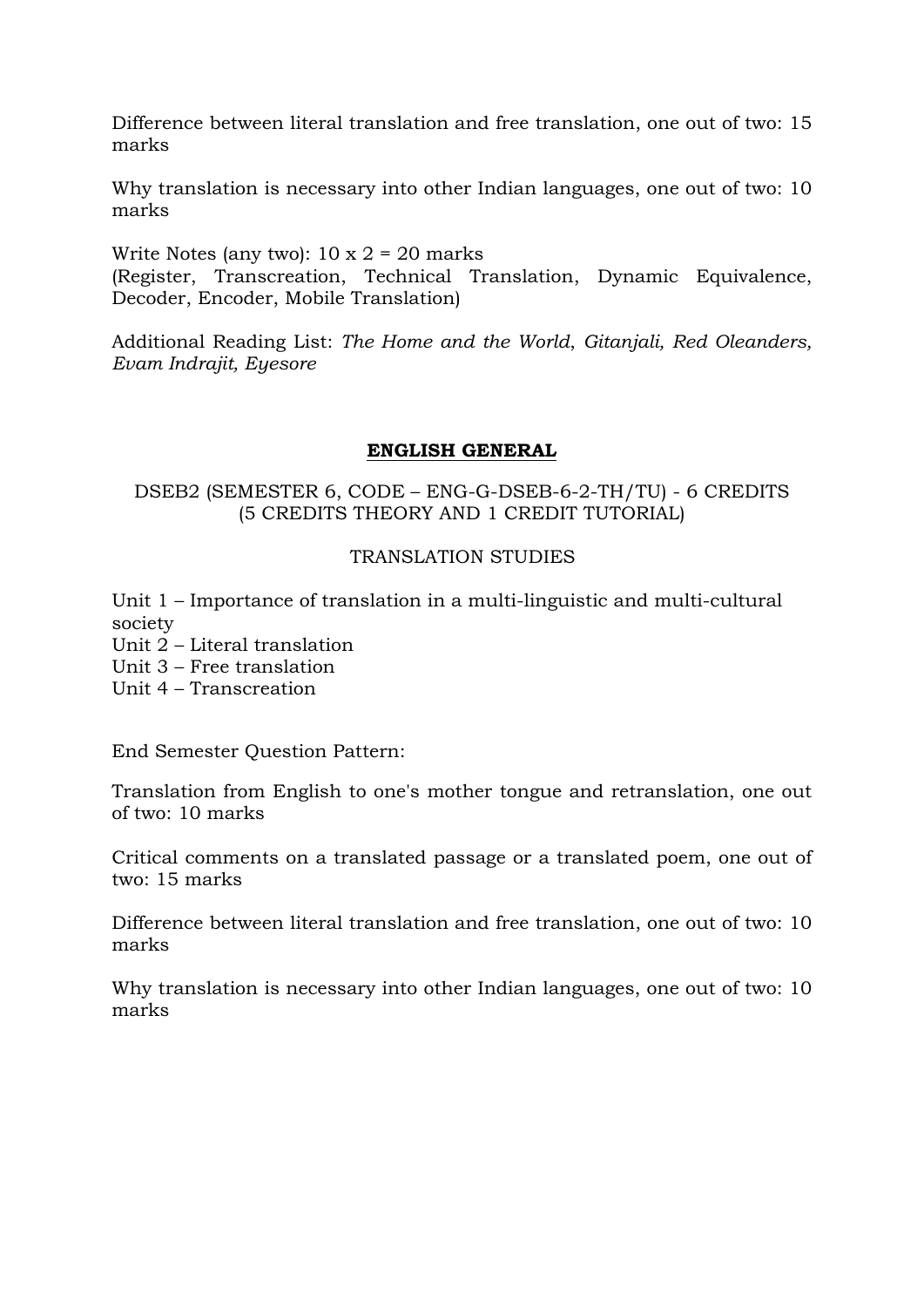Difference between literal translation and free translation, one out of two: 15 marks

Why translation is necessary into other Indian languages, one out of two: 10 marks

Write Notes (any two): 10 x 2 = 20 marks
(Register, Transcreation, Technical Translation, Dynamic Equivalence, Decoder, Encoder, Mobile Translation)

Additional Reading List: *The Home and the World*, *Gitanjali, Red Oleanders, Evam Indrajit, Eyesore*

## **ENGLISH GENERAL**

DSEB2 (SEMESTER 6, CODE – ENG-G-DSEB-6-2-TH/TU) - 6 CREDITS
(5 CREDITS THEORY AND 1 CREDIT TUTORIAL)

TRANSLATION STUDIES

Unit 1 – Importance of translation in a multi-linguistic and multi-cultural society
Unit 2 – Literal translation
Unit 3 – Free translation
Unit 4 – Transcreation

End Semester Question Pattern:

Translation from English to one's mother tongue and retranslation, one out of two: 10 marks

Critical comments on a translated passage or a translated poem, one out of two: 15 marks

Difference between literal translation and free translation, one out of two: 10 marks

Why translation is necessary into other Indian languages, one out of two: 10 marks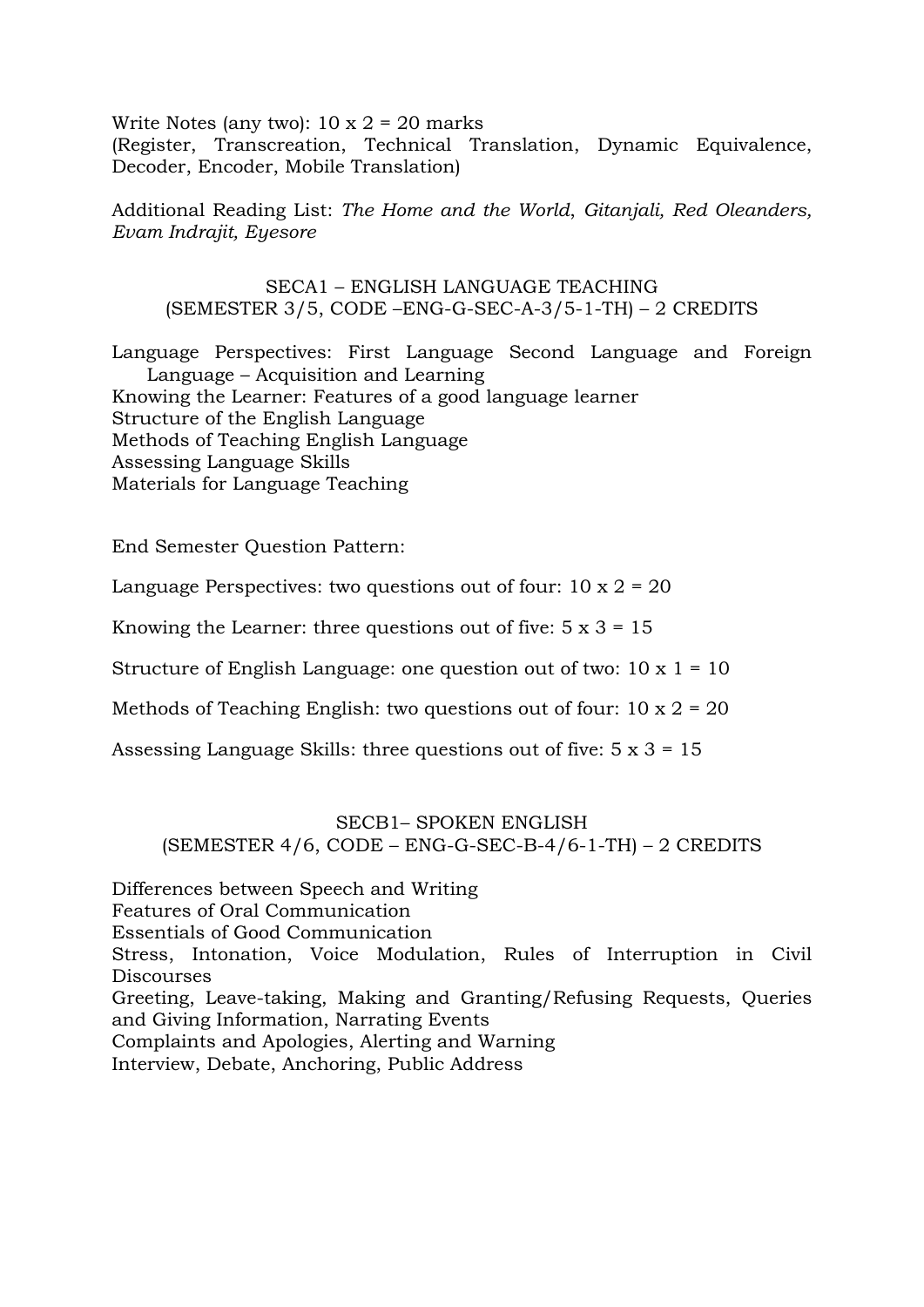Write Notes (any two): 10 x 2 = 20 marks
(Register, Transcreation, Technical Translation, Dynamic Equivalence, Decoder, Encoder, Mobile Translation)

Additional Reading List: *The Home and the World*, *Gitanjali, Red Oleanders, Evam Indrajit, Eyesore*

## SECA1 – ENGLISH LANGUAGE TEACHING
## (SEMESTER 3/5, CODE –ENG-G-SEC-A-3/5-1-TH) – 2 CREDITS

Language Perspectives: First Language Second Language and Foreign Language – Acquisition and Learning
Knowing the Learner: Features of a good language learner
Structure of the English Language
Methods of Teaching English Language
Assessing Language Skills
Materials for Language Teaching

End Semester Question Pattern:

Language Perspectives: two questions out of four: 10 x 2 = 20

Knowing the Learner: three questions out of five: 5 x 3 = 15

Structure of English Language: one question out of two: 10 x 1 = 10

Methods of Teaching English: two questions out of four: 10 x 2 = 20

Assessing Language Skills: three questions out of five: 5 x 3 = 15

## SECB1– SPOKEN ENGLISH
## (SEMESTER 4/6, CODE – ENG-G-SEC-B-4/6-1-TH) – 2 CREDITS

Differences between Speech and Writing
Features of Oral Communication
Essentials of Good Communication
Stress, Intonation, Voice Modulation, Rules of Interruption in Civil Discourses
Greeting, Leave-taking, Making and Granting/Refusing Requests, Queries and Giving Information, Narrating Events
Complaints and Apologies, Alerting and Warning
Interview, Debate, Anchoring, Public Address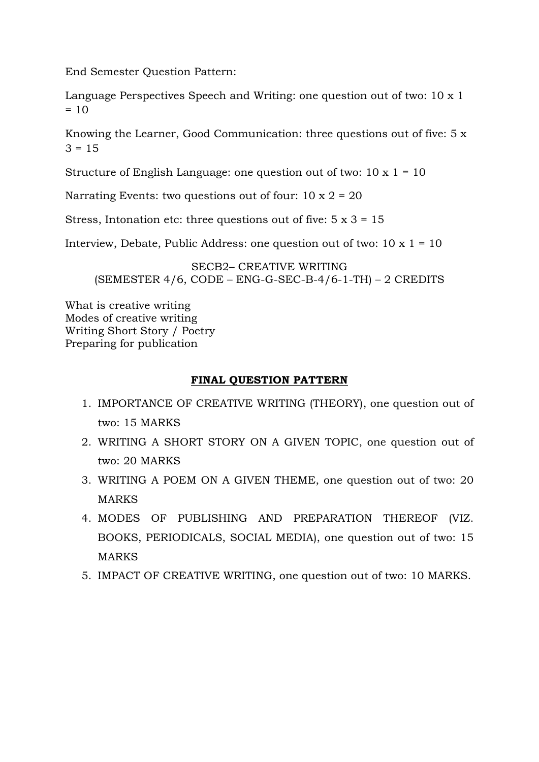End Semester Question Pattern:

Language Perspectives Speech and Writing: one question out of two: 10 x 1 = 10

Knowing the Learner, Good Communication: three questions out of five: 5 x 3 = 15

Structure of English Language: one question out of two: 10 x 1 = 10

Narrating Events: two questions out of four: 10 x 2 = 20

Stress, Intonation etc: three questions out of five: 5 x 3 = 15

Interview, Debate, Public Address: one question out of two: 10 x 1 = 10

SECB2– CREATIVE WRITING
(SEMESTER 4/6, CODE – ENG-G-SEC-B-4/6-1-TH) – 2 CREDITS

What is creative writing
Modes of creative writing
Writing Short Story / Poetry
Preparing for publication

**FINAL QUESTION PATTERN**

1. IMPORTANCE OF CREATIVE WRITING (THEORY), one question out of two: 15 MARKS
2. WRITING A SHORT STORY ON A GIVEN TOPIC, one question out of two: 20 MARKS
3. WRITING A POEM ON A GIVEN THEME, one question out of two: 20 MARKS
4. MODES OF PUBLISHING AND PREPARATION THEREOF (VIZ. BOOKS, PERIODICALS, SOCIAL MEDIA), one question out of two: 15 MARKS
5. IMPACT OF CREATIVE WRITING, one question out of two: 10 MARKS.